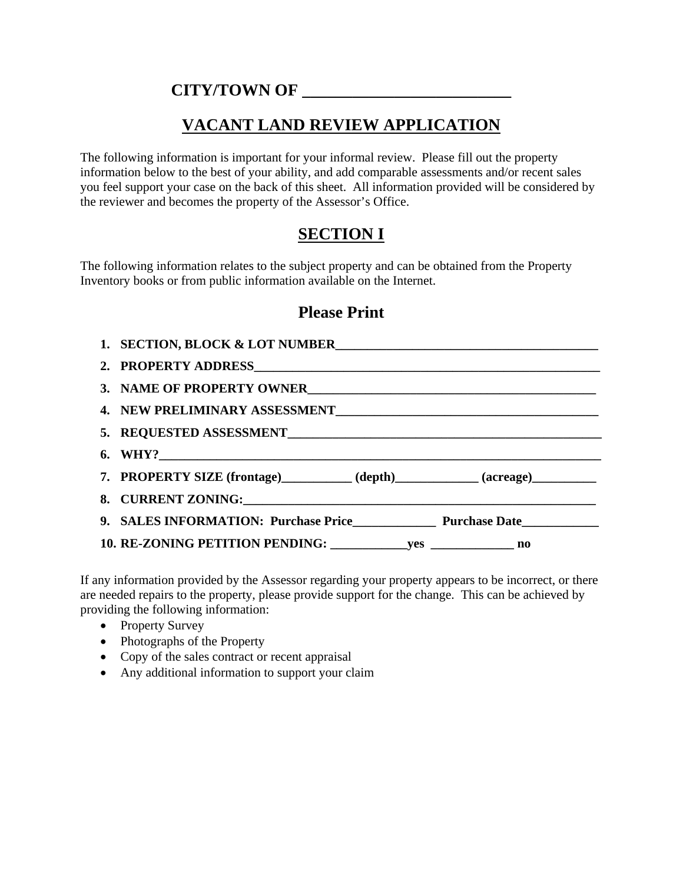# CITY/TOWN OF ___________________________

## VACANT LAND REVIEW APPLICATION

The following information is important for your informal review. Please fill out the property information below to the best of your ability, and add comparable assessments and/or recent sales you feel support your case on the back of this sheet. All information provided will be considered by the reviewer and becomes the property of the Assessor's Office.

## SECTION I

The following information relates to the subject property and can be obtained from the Property Inventory books or from public information available on the Internet.

### Please Print

1. **SECTION, BLOCK & LOT NUMBER**__________________________________________
2. **PROPERTY ADDRESS**________________________________________________________
3. **NAME OF PROPERTY OWNER**____________________________________________
4. **NEW PRELIMINARY ASSESSMENT**________________________________________
5. **REQUESTED ASSESSMENT**_______________________________________________
6. **WHY?**___________________________________________________________________
7. **PROPERTY SIZE (frontage)**___________ **(depth)**_____________ **(acreage)**__________
8. **CURRENT ZONING:**________________________________________________________
9. **SALES INFORMATION: Purchase Price**_____________ **Purchase Date**____________
10. **RE-ZONING PETITION PENDING:** ____________**yes** _____________ **no**

If any information provided by the Assessor regarding your property appears to be incorrect, or there are needed repairs to the property, please provide support for the change. This can be achieved by providing the following information:

- Property Survey
- Photographs of the Property
- Copy of the sales contract or recent appraisal
- Any additional information to support your claim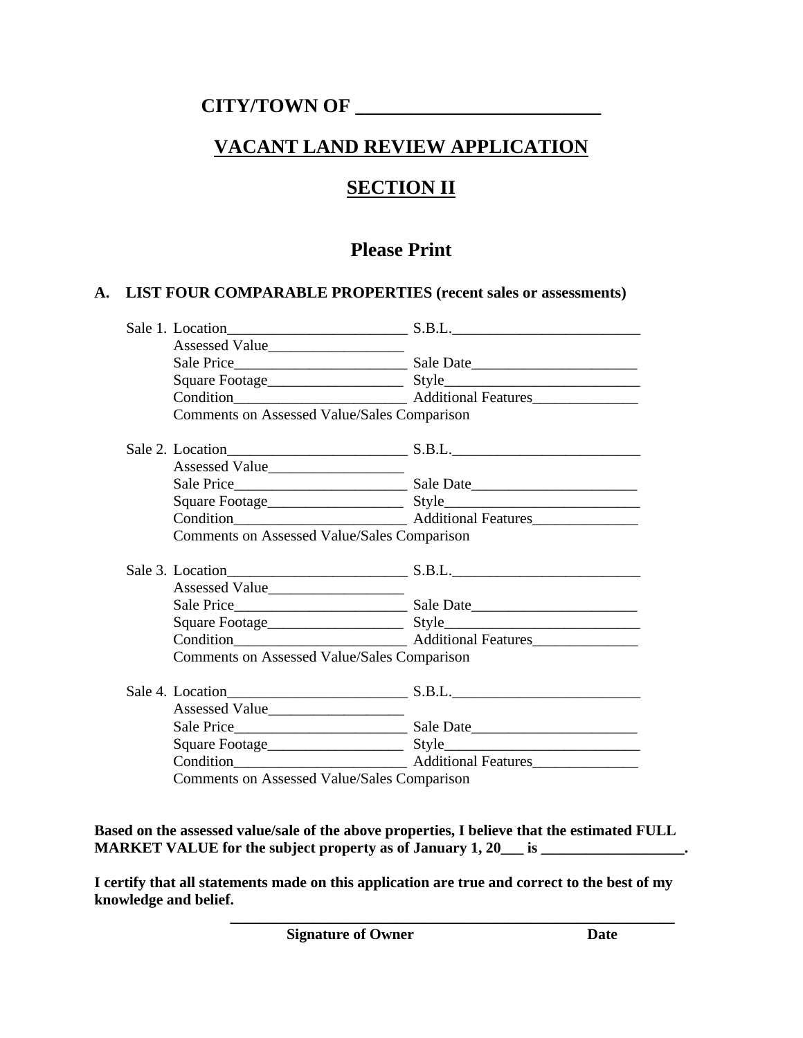# CITY/TOWN OF \_\_\_\_\_\_\_\_\_\_\_\_\_\_\_\_\_\_\_\_\_\_\_\_\_\_

## VACANT LAND REVIEW APPLICATION

## SECTION II

### Please Print

**A. LIST FOUR COMPARABLE PROPERTIES (recent sales or assessments)**

Sale 1. Location\_\_\_\_\_\_\_\_\_\_\_\_\_\_\_\_\_\_\_\_\_\_\_\_\_ S.B.L.\_\_\_\_\_\_\_\_\_\_\_\_\_\_\_\_\_\_\_\_\_\_\_\_\_\_
Assessed Value\_\_\_\_\_\_\_\_\_\_\_\_\_\_\_\_\_\_\_
Sale Price\_\_\_\_\_\_\_\_\_\_\_\_\_\_\_\_\_\_\_\_\_\_\_\_ Sale Date\_\_\_\_\_\_\_\_\_\_\_\_\_\_\_\_\_\_\_\_\_\_\_
Square Footage\_\_\_\_\_\_\_\_\_\_\_\_\_\_\_\_\_\_\_ Style\_\_\_\_\_\_\_\_\_\_\_\_\_\_\_\_\_\_\_\_\_\_\_\_\_\_\_
Condition\_\_\_\_\_\_\_\_\_\_\_\_\_\_\_\_\_\_\_\_\_\_\_\_ Additional Features\_\_\_\_\_\_\_\_\_\_\_\_\_\_\_
Comments on Assessed Value/Sales Comparison

Sale 2. Location\_\_\_\_\_\_\_\_\_\_\_\_\_\_\_\_\_\_\_\_\_\_\_\_\_ S.B.L.\_\_\_\_\_\_\_\_\_\_\_\_\_\_\_\_\_\_\_\_\_\_\_\_\_\_
Assessed Value\_\_\_\_\_\_\_\_\_\_\_\_\_\_\_\_\_\_\_
Sale Price\_\_\_\_\_\_\_\_\_\_\_\_\_\_\_\_\_\_\_\_\_\_\_\_ Sale Date\_\_\_\_\_\_\_\_\_\_\_\_\_\_\_\_\_\_\_\_\_\_\_
Square Footage\_\_\_\_\_\_\_\_\_\_\_\_\_\_\_\_\_\_\_ Style\_\_\_\_\_\_\_\_\_\_\_\_\_\_\_\_\_\_\_\_\_\_\_\_\_\_\_
Condition\_\_\_\_\_\_\_\_\_\_\_\_\_\_\_\_\_\_\_\_\_\_\_\_ Additional Features\_\_\_\_\_\_\_\_\_\_\_\_\_\_\_
Comments on Assessed Value/Sales Comparison

Sale 3. Location\_\_\_\_\_\_\_\_\_\_\_\_\_\_\_\_\_\_\_\_\_\_\_\_\_ S.B.L.\_\_\_\_\_\_\_\_\_\_\_\_\_\_\_\_\_\_\_\_\_\_\_\_\_\_
Assessed Value\_\_\_\_\_\_\_\_\_\_\_\_\_\_\_\_\_\_\_
Sale Price\_\_\_\_\_\_\_\_\_\_\_\_\_\_\_\_\_\_\_\_\_\_\_\_ Sale Date\_\_\_\_\_\_\_\_\_\_\_\_\_\_\_\_\_\_\_\_\_\_\_
Square Footage\_\_\_\_\_\_\_\_\_\_\_\_\_\_\_\_\_\_\_ Style\_\_\_\_\_\_\_\_\_\_\_\_\_\_\_\_\_\_\_\_\_\_\_\_\_\_\_
Condition\_\_\_\_\_\_\_\_\_\_\_\_\_\_\_\_\_\_\_\_\_\_\_\_ Additional Features\_\_\_\_\_\_\_\_\_\_\_\_\_\_\_
Comments on Assessed Value/Sales Comparison

Sale 4. Location\_\_\_\_\_\_\_\_\_\_\_\_\_\_\_\_\_\_\_\_\_\_\_\_\_ S.B.L.\_\_\_\_\_\_\_\_\_\_\_\_\_\_\_\_\_\_\_\_\_\_\_\_\_\_
Assessed Value\_\_\_\_\_\_\_\_\_\_\_\_\_\_\_\_\_\_\_
Sale Price\_\_\_\_\_\_\_\_\_\_\_\_\_\_\_\_\_\_\_\_\_\_\_\_ Sale Date\_\_\_\_\_\_\_\_\_\_\_\_\_\_\_\_\_\_\_\_\_\_\_
Square Footage\_\_\_\_\_\_\_\_\_\_\_\_\_\_\_\_\_\_\_ Style\_\_\_\_\_\_\_\_\_\_\_\_\_\_\_\_\_\_\_\_\_\_\_\_\_\_\_
Condition\_\_\_\_\_\_\_\_\_\_\_\_\_\_\_\_\_\_\_\_\_\_\_\_ Additional Features\_\_\_\_\_\_\_\_\_\_\_\_\_\_\_
Comments on Assessed Value/Sales Comparison

**Based on the assessed value/sale of the above properties, I believe that the estimated FULL MARKET VALUE for the subject property as of January 1, 20\_\_\_ is \_\_\_\_\_\_\_\_\_\_\_\_\_\_\_\_\_\_\_.**

**I certify that all statements made on this application are true and correct to the best of my knowledge and belief.**

\_\_\_\_\_\_\_\_\_\_\_\_\_\_\_\_\_\_\_\_\_\_\_\_\_\_\_\_\_\_\_\_\_\_\_\_\_\_\_\_\_\_\_\_\_\_\_\_\_\_\_\_\_\_\_\_\_\_\_\_\_\_
**Signature of Owner** **Date**